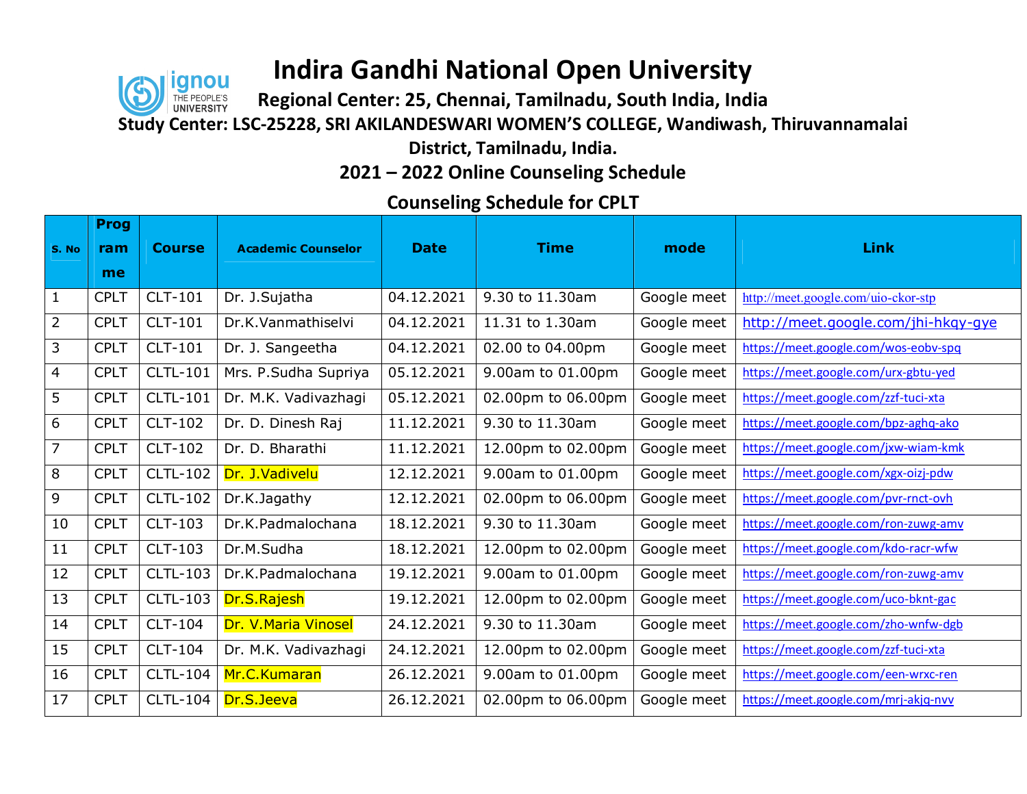# Indira Gandhi National Open University

**Regional Center: 25, Chennai, Tamilnadu, South India, India**

**Study Center: LSC-25228, SRI AKILANDESWARI WOMEN'S COLLEGE, Wandiwash, Thiruvannamalai District, Tamilnadu, India.**

## 2021 – 2022 Online Counseling Schedule

### Counseling Schedule for CPLT

| S. No | Programme | Course | Academic Counselor | Date | Time | mode | Link |
|---|---|---|---|---|---|---|---|
| 1 | CPLT | CLT-101 | Dr. J.Sujatha | 04.12.2021 | 9.30 to 11.30am | Google meet | http://meet.google.com/uio-ckor-stp |
| 2 | CPLT | CLT-101 | Dr.K.Vanmathiselvi | 04.12.2021 | 11.31 to 1.30am | Google meet | http://meet.google.com/jhi-hkqy-gye |
| 3 | CPLT | CLT-101 | Dr. J. Sangeetha | 04.12.2021 | 02.00 to 04.00pm | Google meet | https://meet.google.com/wos-eobv-spq |
| 4 | CPLT | CLTL-101 | Mrs. P.Sudha Supriya | 05.12.2021 | 9.00am to 01.00pm | Google meet | https://meet.google.com/urx-gbtu-yed |
| 5 | CPLT | CLTL-101 | Dr. M.K. Vadivazhagi | 05.12.2021 | 02.00pm to 06.00pm | Google meet | https://meet.google.com/zzf-tuci-xta |
| 6 | CPLT | CLT-102 | Dr. D. Dinesh Raj | 11.12.2021 | 9.30 to 11.30am | Google meet | https://meet.google.com/bpz-aghq-ako |
| 7 | CPLT | CLT-102 | Dr. D. Bharathi | 11.12.2021 | 12.00pm to 02.00pm | Google meet | https://meet.google.com/jxw-wiam-kmk |
| 8 | CPLT | CLTL-102 | Dr. J.Vadivelu | 12.12.2021 | 9.00am to 01.00pm | Google meet | https://meet.google.com/xgx-oizj-pdw |
| 9 | CPLT | CLTL-102 | Dr.K.Jagathy | 12.12.2021 | 02.00pm to 06.00pm | Google meet | https://meet.google.com/pvr-rnct-ovh |
| 10 | CPLT | CLT-103 | Dr.K.Padmalochana | 18.12.2021 | 9.30 to 11.30am | Google meet | https://meet.google.com/ron-zuwg-amv |
| 11 | CPLT | CLT-103 | Dr.M.Sudha | 18.12.2021 | 12.00pm to 02.00pm | Google meet | https://meet.google.com/kdo-racr-wfw |
| 12 | CPLT | CLTL-103 | Dr.K.Padmalochana | 19.12.2021 | 9.00am to 01.00pm | Google meet | https://meet.google.com/ron-zuwg-amv |
| 13 | CPLT | CLTL-103 | Dr.S.Rajesh | 19.12.2021 | 12.00pm to 02.00pm | Google meet | https://meet.google.com/uco-bknt-gac |
| 14 | CPLT | CLT-104 | Dr. V.Maria Vinosel | 24.12.2021 | 9.30 to 11.30am | Google meet | https://meet.google.com/zho-wnfw-dgb |
| 15 | CPLT | CLT-104 | Dr. M.K. Vadivazhagi | 24.12.2021 | 12.00pm to 02.00pm | Google meet | https://meet.google.com/zzf-tuci-xta |
| 16 | CPLT | CLTL-104 | Mr.C.Kumaran | 26.12.2021 | 9.00am to 01.00pm | Google meet | https://meet.google.com/een-wrxc-ren |
| 17 | CPLT | CLTL-104 | Dr.S.Jeeva | 26.12.2021 | 02.00pm to 06.00pm | Google meet | https://meet.google.com/mrj-akjq-nvv |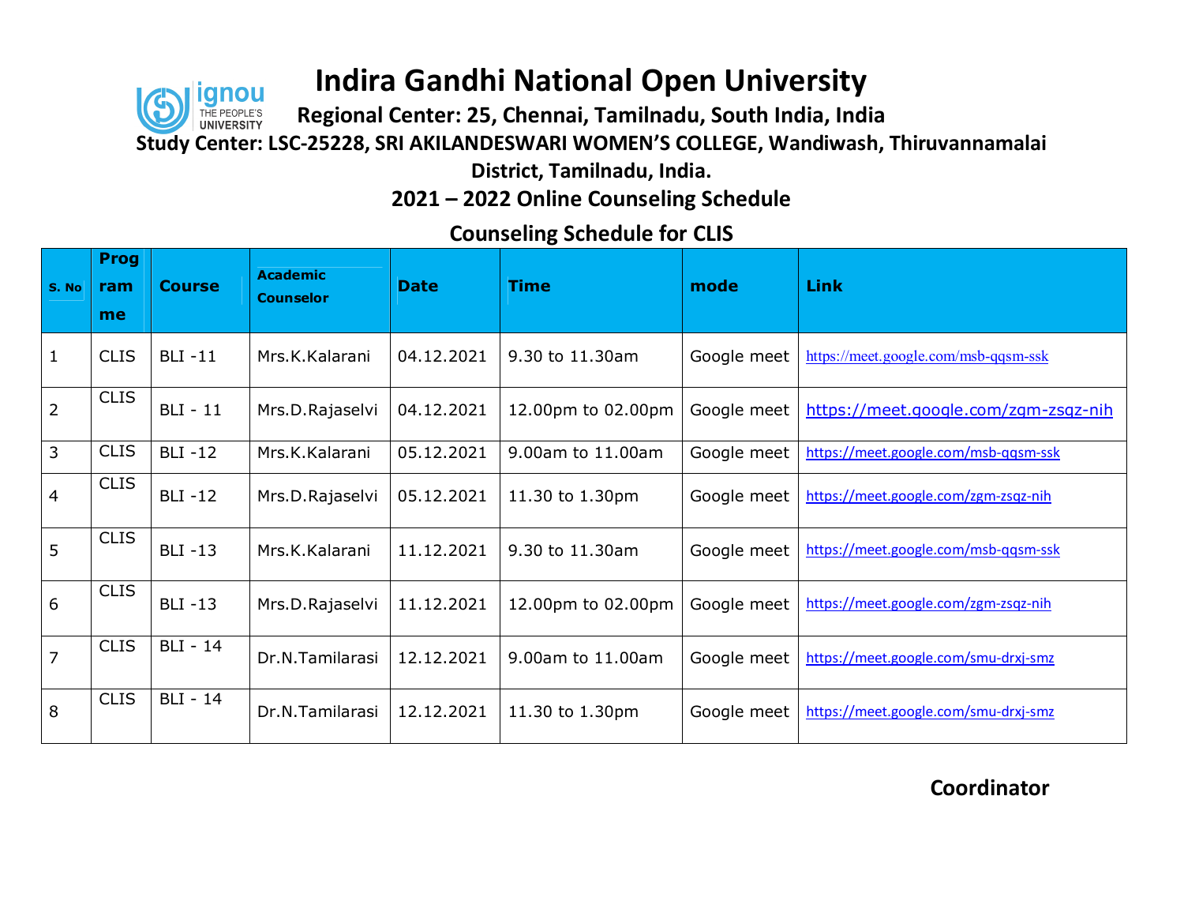# Indira Gandhi National Open University

**Regional Center: 25, Chennai, Tamilnadu, South India, India**

**Study Center: LSC-25228, SRI AKILANDESWARI WOMEN'S COLLEGE, Wandiwash, Thiruvannamalai District, Tamilnadu, India.**

## 2021 – 2022 Online Counseling Schedule

## Counseling Schedule for CLIS

| S. No | Programme | Course | Academic Counselor | Date | Time | mode | Link |
|---|---|---|---|---|---|---|---|
| 1 | CLIS | BLI -11 | Mrs.K.Kalarani | 04.12.2021 | 9.30 to 11.30am | Google meet | https://meet.google.com/msb-qqsm-ssk |
| 2 | CLIS | BLI - 11 | Mrs.D.Rajaselvi | 04.12.2021 | 12.00pm to 02.00pm | Google meet | https://meet.google.com/zgm-zsqz-nih |
| 3 | CLIS | BLI -12 | Mrs.K.Kalarani | 05.12.2021 | 9.00am to 11.00am | Google meet | https://meet.google.com/msb-qqsm-ssk |
| 4 | CLIS | BLI -12 | Mrs.D.Rajaselvi | 05.12.2021 | 11.30 to 1.30pm | Google meet | https://meet.google.com/zgm-zsqz-nih |
| 5 | CLIS | BLI -13 | Mrs.K.Kalarani | 11.12.2021 | 9.30 to 11.30am | Google meet | https://meet.google.com/msb-qqsm-ssk |
| 6 | CLIS | BLI -13 | Mrs.D.Rajaselvi | 11.12.2021 | 12.00pm to 02.00pm | Google meet | https://meet.google.com/zgm-zsqz-nih |
| 7 | CLIS | BLI - 14 | Dr.N.Tamilarasi | 12.12.2021 | 9.00am to 11.00am | Google meet | https://meet.google.com/smu-drxj-smz |
| 8 | CLIS | BLI - 14 | Dr.N.Tamilarasi | 12.12.2021 | 11.30 to 1.30pm | Google meet | https://meet.google.com/smu-drxj-smz |

**Coordinator**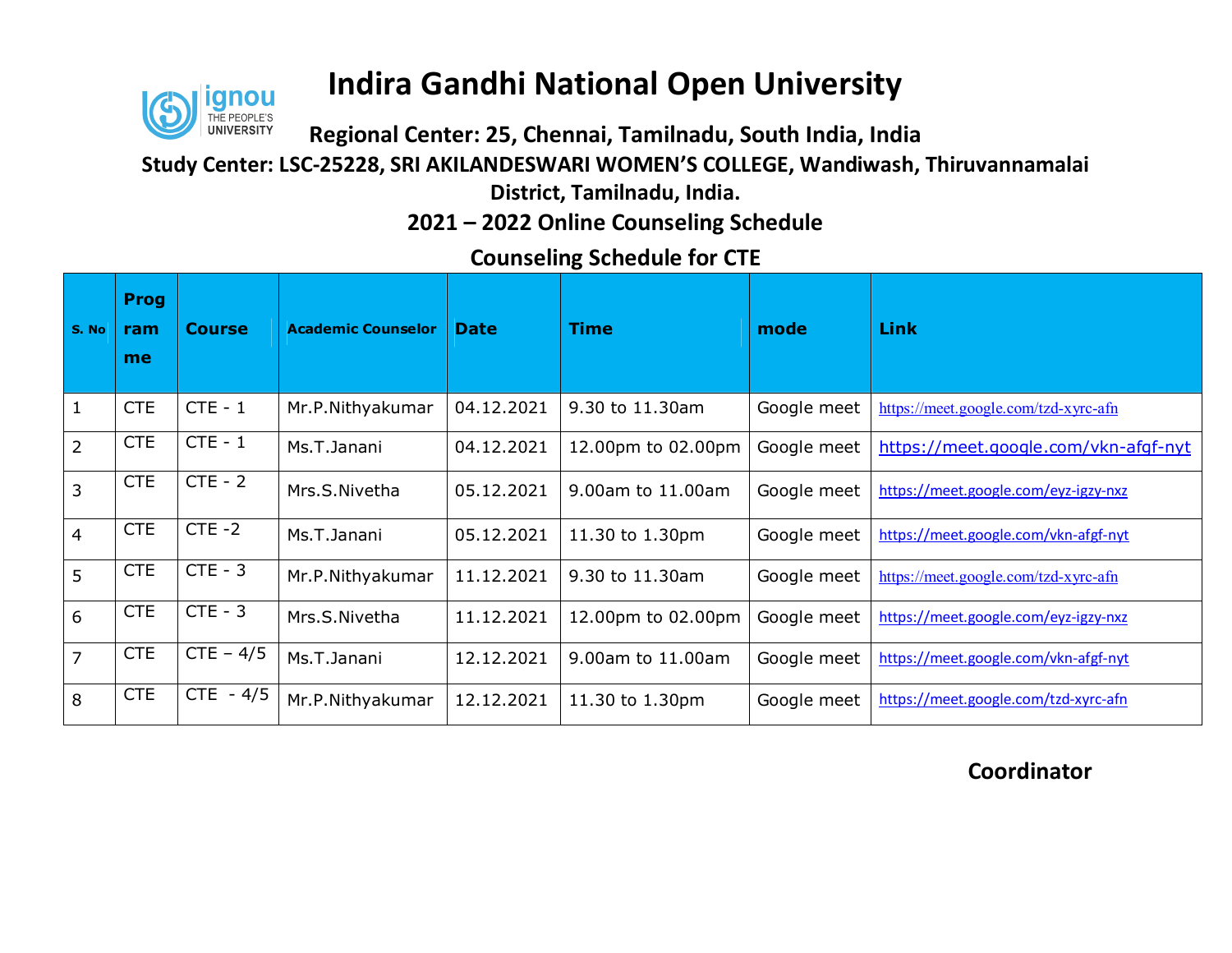# Indira Gandhi National Open University

### Regional Center: 25, Chennai, Tamilnadu, South India, India

### Study Center: LSC-25228, SRI AKILANDESWARI WOMEN'S COLLEGE, Wandiwash, Thiruvannamalai District, Tamilnadu, India.

### 2021 – 2022 Online Counseling Schedule

### Counseling Schedule for CTE

| S. No | Programme | Course | Academic Counselor | Date | Time | mode | Link |
|---|---|---|---|---|---|---|---|
| 1 | CTE | CTE - 1 | Mr.P.Nithyakumar | 04.12.2021 | 9.30 to 11.30am | Google meet | https://meet.google.com/tzd-xyrc-afn |
| 2 | CTE | CTE - 1 | Ms.T.Janani | 04.12.2021 | 12.00pm to 02.00pm | Google meet | https://meet.google.com/vkn-afgf-nyt |
| 3 | CTE | CTE - 2 | Mrs.S.Nivetha | 05.12.2021 | 9.00am to 11.00am | Google meet | https://meet.google.com/eyz-igzy-nxz |
| 4 | CTE | CTE -2 | Ms.T.Janani | 05.12.2021 | 11.30 to 1.30pm | Google meet | https://meet.google.com/vkn-afgf-nyt |
| 5 | CTE | CTE - 3 | Mr.P.Nithyakumar | 11.12.2021 | 9.30 to 11.30am | Google meet | https://meet.google.com/tzd-xyrc-afn |
| 6 | CTE | CTE - 3 | Mrs.S.Nivetha | 11.12.2021 | 12.00pm to 02.00pm | Google meet | https://meet.google.com/eyz-igzy-nxz |
| 7 | CTE | CTE – 4/5 | Ms.T.Janani | 12.12.2021 | 9.00am to 11.00am | Google meet | https://meet.google.com/vkn-afgf-nyt |
| 8 | CTE | CTE - 4/5 | Mr.P.Nithyakumar | 12.12.2021 | 11.30 to 1.30pm | Google meet | https://meet.google.com/tzd-xyrc-afn |

**Coordinator**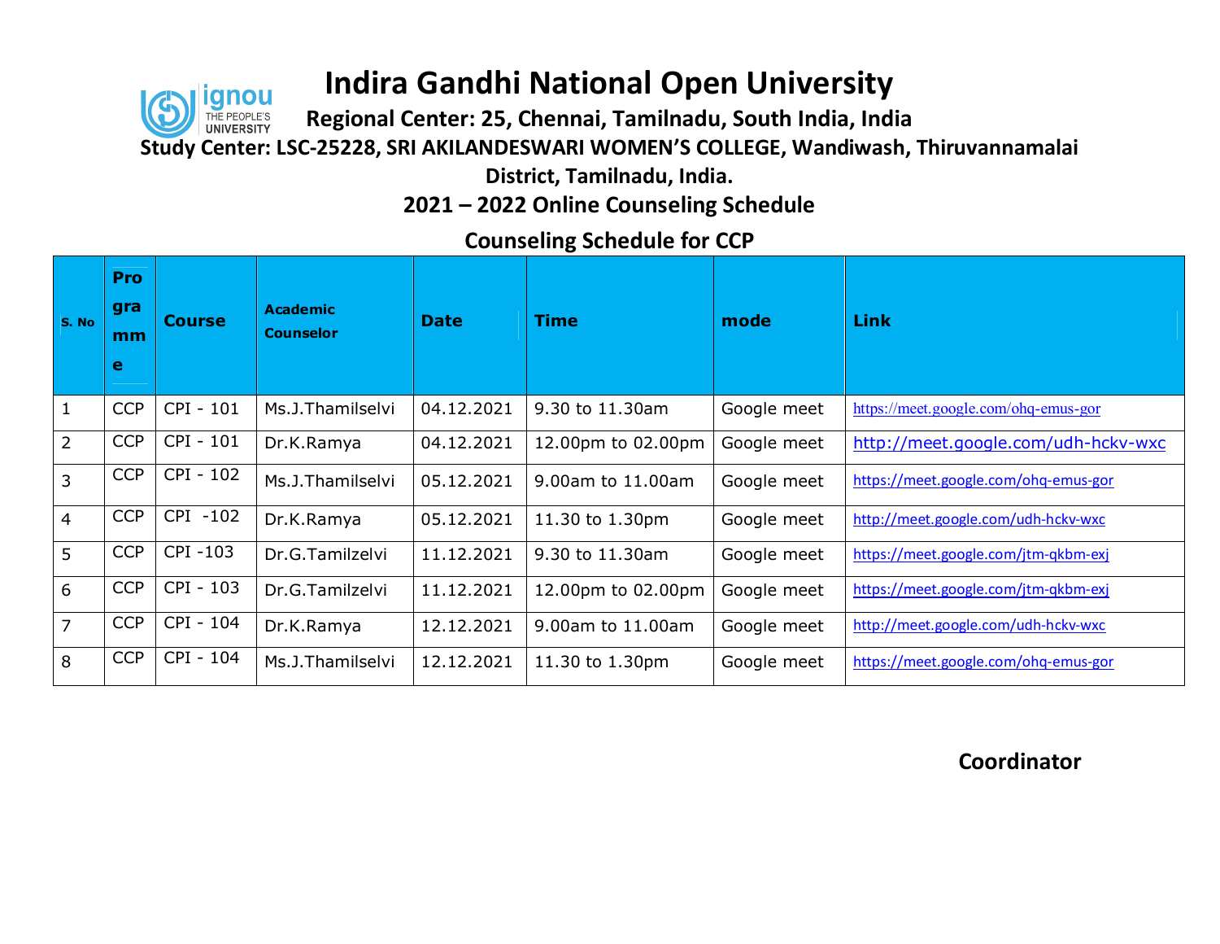# Indira Gandhi National Open University

**Regional Center: 25, Chennai, Tamilnadu, South India, India**

**Study Center: LSC-25228, SRI AKILANDESWARI WOMEN'S COLLEGE, Wandiwash, Thiruvannamalai District, Tamilnadu, India.**

## 2021 – 2022 Online Counseling Schedule

## Counseling Schedule for CCP

| S. No | Programme | Course | Academic Counselor | Date | Time | mode | Link |
|---|---|---|---|---|---|---|---|
| 1 | CCP | CPI - 101 | Ms.J.Thamilselvi | 04.12.2021 | 9.30 to 11.30am | Google meet | https://meet.google.com/ohq-emus-gor |
| 2 | CCP | CPI - 101 | Dr.K.Ramya | 04.12.2021 | 12.00pm to 02.00pm | Google meet | http://meet.google.com/udh-hckv-wxc |
| 3 | CCP | CPI - 102 | Ms.J.Thamilselvi | 05.12.2021 | 9.00am to 11.00am | Google meet | https://meet.google.com/ohq-emus-gor |
| 4 | CCP | CPI -102 | Dr.K.Ramya | 05.12.2021 | 11.30 to 1.30pm | Google meet | http://meet.google.com/udh-hckv-wxc |
| 5 | CCP | CPI -103 | Dr.G.Tamilzelvi | 11.12.2021 | 9.30 to 11.30am | Google meet | https://meet.google.com/jtm-qkbm-exj |
| 6 | CCP | CPI - 103 | Dr.G.Tamilzelvi | 11.12.2021 | 12.00pm to 02.00pm | Google meet | https://meet.google.com/jtm-qkbm-exj |
| 7 | CCP | CPI - 104 | Dr.K.Ramya | 12.12.2021 | 9.00am to 11.00am | Google meet | http://meet.google.com/udh-hckv-wxc |
| 8 | CCP | CPI - 104 | Ms.J.Thamilselvi | 12.12.2021 | 11.30 to 1.30pm | Google meet | https://meet.google.com/ohq-emus-gor |

**Coordinator**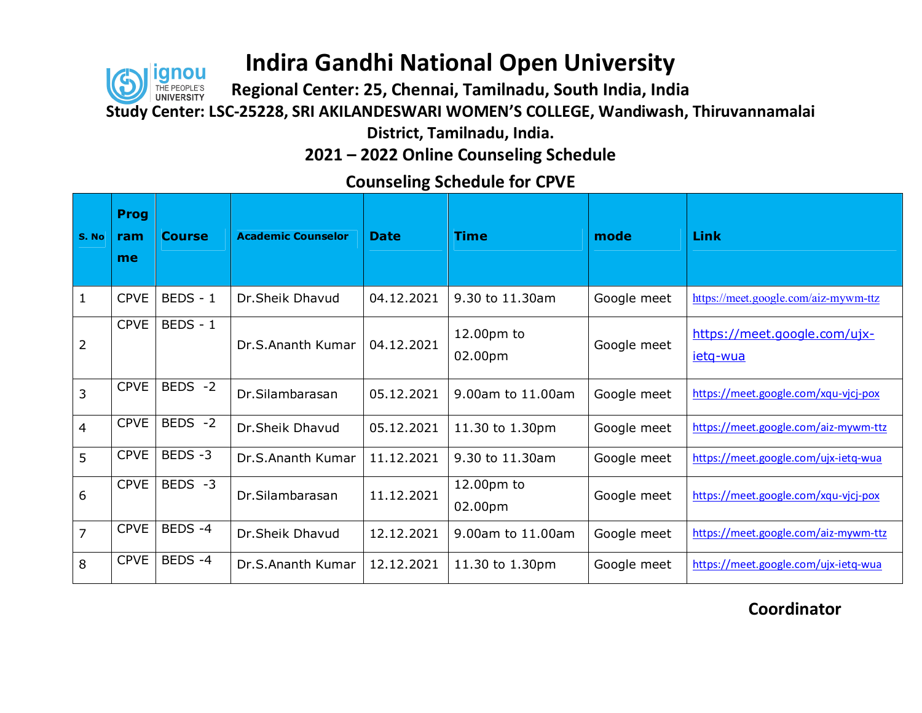# Indira Gandhi National Open University

**Regional Center: 25, Chennai, Tamilnadu, South India, India**

**Study Center: LSC-25228, SRI AKILANDESWARI WOMEN'S COLLEGE, Wandiwash, Thiruvannamalai District, Tamilnadu, India.**

**2021 – 2022 Online Counseling Schedule**

## Counseling Schedule for CPVE

| S. No | Programme | Course | Academic Counselor | Date | Time | mode | Link |
|---|---|---|---|---|---|---|---|
| 1 | CPVE | BEDS - 1 | Dr.Sheik Dhavud | 04.12.2021 | 9.30 to 11.30am | Google meet | https://meet.google.com/aiz-mywm-ttz |
| 2 | CPVE | BEDS - 1 | Dr.S.Ananth Kumar | 04.12.2021 | 12.00pm to 02.00pm | Google meet | https://meet.google.com/ujx-ietq-wua |
| 3 | CPVE | BEDS -2 | Dr.Silambarasan | 05.12.2021 | 9.00am to 11.00am | Google meet | https://meet.google.com/xqu-vjcj-pox |
| 4 | CPVE | BEDS -2 | Dr.Sheik Dhavud | 05.12.2021 | 11.30 to 1.30pm | Google meet | https://meet.google.com/aiz-mywm-ttz |
| 5 | CPVE | BEDS -3 | Dr.S.Ananth Kumar | 11.12.2021 | 9.30 to 11.30am | Google meet | https://meet.google.com/ujx-ietq-wua |
| 6 | CPVE | BEDS -3 | Dr.Silambarasan | 11.12.2021 | 12.00pm to 02.00pm | Google meet | https://meet.google.com/xqu-vjcj-pox |
| 7 | CPVE | BEDS -4 | Dr.Sheik Dhavud | 12.12.2021 | 9.00am to 11.00am | Google meet | https://meet.google.com/aiz-mywm-ttz |
| 8 | CPVE | BEDS -4 | Dr.S.Ananth Kumar | 12.12.2021 | 11.30 to 1.30pm | Google meet | https://meet.google.com/ujx-ietq-wua |

**Coordinator**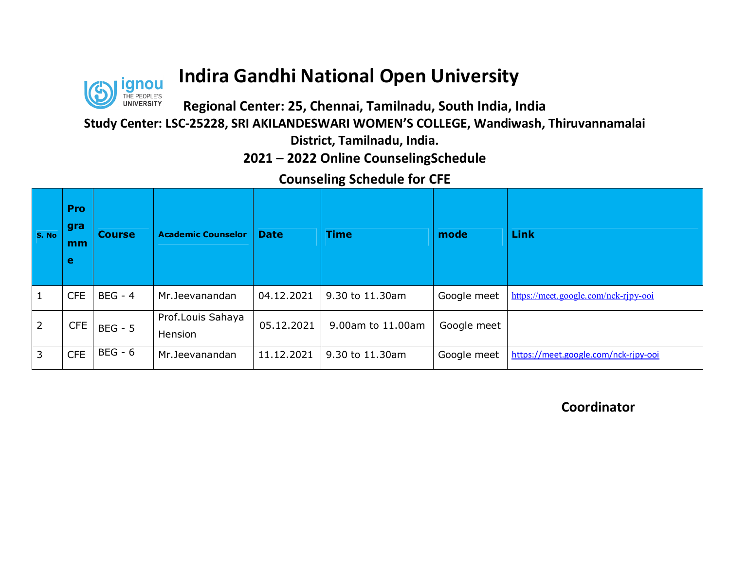# Indira Gandhi National Open University

**Regional Center: 25, Chennai, Tamilnadu, South India, India**

**Study Center: LSC-25228, SRI AKILANDESWARI WOMEN'S COLLEGE, Wandiwash, Thiruvannamalai District, Tamilnadu, India.**

**2021 – 2022 Online CounselingSchedule**

## Counseling Schedule for CFE

| S. No | Programme | Course | Academic Counselor | Date | Time | mode | Link |
|---|---|---|---|---|---|---|---|
| 1 | CFE | BEG - 4 | Mr.Jeevanandan | 04.12.2021 | 9.30 to 11.30am | Google meet | https://meet.google.com/nck-rjpy-ooi |
| 2 | CFE | BEG - 5 | Prof.Louis Sahaya Hension | 05.12.2021 | 9.00am to 11.00am | Google meet | |
| 3 | CFE | BEG - 6 | Mr.Jeevanandan | 11.12.2021 | 9.30 to 11.30am | Google meet | https://meet.google.com/nck-rjpy-ooi |

**Coordinator**